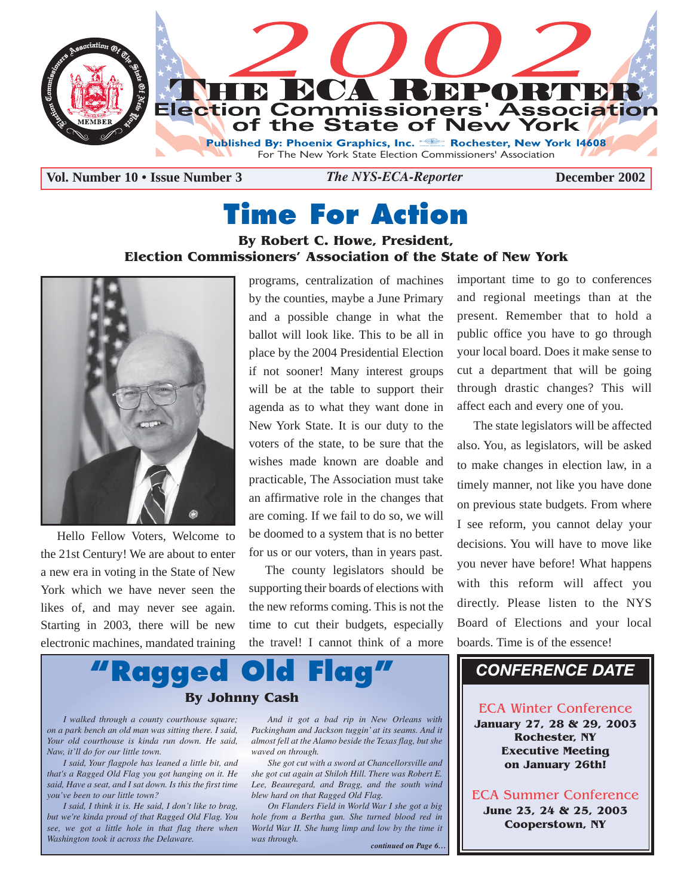# 2002 THE ECA REPORTER

## Election Commissioners' Association of the State of New York

Published By: Phoenix Graphics, Inc. Rochester, New York 14608
For The New York State Election Commissioners' Association

**Vol. Number 10 • Issue Number 3** *The NYS-ECA-Reporter* **December 2002**

# Time For Action

**By Robert C. Howe, President, Election Commissioners' Association of the State of New York**

Hello Fellow Voters, Welcome to the 21st Century! We are about to enter a new era in voting in the State of New York which we have never seen the likes of, and may never see again. Starting in 2003, there will be new electronic machines, mandated training programs, centralization of machines by the counties, maybe a June Primary and a possible change in what the ballot will look like. This to be all in place by the 2004 Presidential Election if not sooner! Many interest groups will be at the table to support their agenda as to what they want done in New York State. It is our duty to the voters of the state, to be sure that the wishes made known are doable and practicable, The Association must take an affirmative role in the changes that are coming. If we fail to do so, we will be doomed to a system that is no better for us or our voters, than in years past.

The county legislators should be supporting their boards of elections with the new reforms coming. This is not the time to cut their budgets, especially the travel! I cannot think of a more important time to go to conferences and regional meetings than at the present. Remember that to hold a public office you have to go through your local board. Does it make sense to cut a department that will be going through drastic changes? This will affect each and every one of you.

The state legislators will be affected also. You, as legislators, will be asked to make changes in election law, in a timely manner, not like you have done on previous state budgets. From where I see reform, you cannot delay your decisions. You will have to move like you have never before! What happens with this reform will affect you directly. Please listen to the NYS Board of Elections and your local boards. Time is of the essence!

# "Ragged Old Flag"

**By Johnny Cash**

*I walked through a county courthouse square; on a park bench an old man was sitting there. I said, Your old courthouse is kinda run down. He said, Naw, it'll do for our little town.*

*I said, Your flagpole has leaned a little bit, and that's a Ragged Old Flag you got hanging on it. He said, Have a seat, and I sat down. Is this the first time you've been to our little town?*

*I said, I think it is. He said, I don't like to brag, but we're kinda proud of that Ragged Old Flag. You see, we got a little hole in that flag there when Washington took it across the Delaware.*

*And it got a bad rip in New Orleans with Packingham and Jackson tuggin' at its seams. And it almost fell at the Alamo beside the Texas flag, but she waved on through.*

*She got cut with a sword at Chancellorsville and she got cut again at Shiloh Hill. There was Robert E. Lee, Beauregard, and Bragg, and the south wind blew hard on that Ragged Old Flag.*

*On Flanders Field in World War I she got a big hole from a Bertha gun. She turned blood red in World War II. She hung limp and low by the time it was through.*

***continued on Page 6…***

## CONFERENCE DATE

**ECA Winter Conference**
**January 27, 28 & 29, 2003**
**Rochester, NY**
**Executive Meeting on January 26th!**

**ECA Summer Conference**
**June 23, 24 & 25, 2003**
**Cooperstown, NY**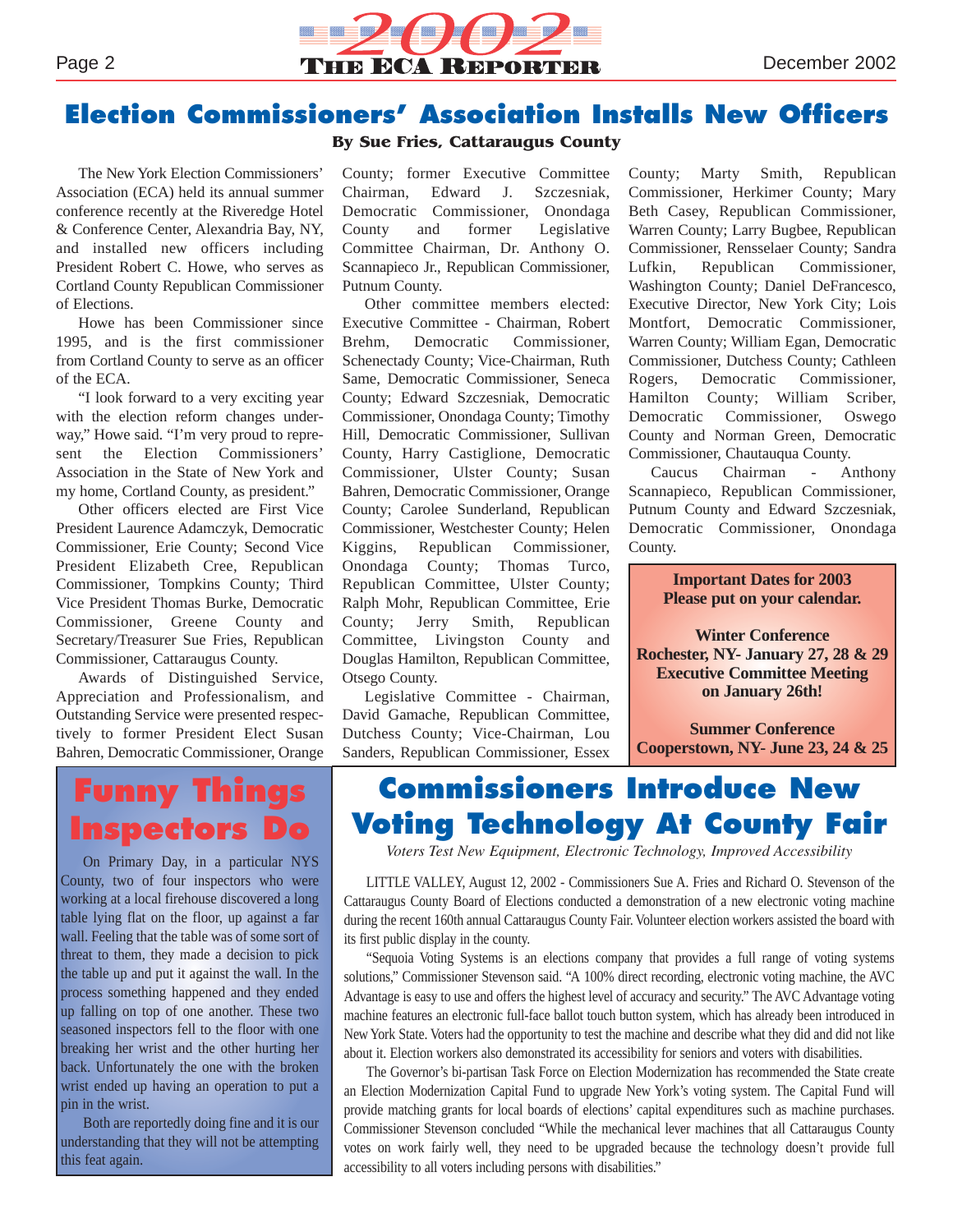# Election Commissioners' Association Installs New Officers

**By Sue Fries, Cattaraugus County**

The New York Election Commissioners' Association (ECA) held its annual summer conference recently at the Riveredge Hotel & Conference Center, Alexandria Bay, NY, and installed new officers including President Robert C. Howe, who serves as Cortland County Republican Commissioner of Elections.

Howe has been Commissioner since 1995, and is the first commissioner from Cortland County to serve as an officer of the ECA.

"I look forward to a very exciting year with the election reform changes underway," Howe said. "I'm very proud to represent the Election Commissioners' Association in the State of New York and my home, Cortland County, as president."

Other officers elected are First Vice President Laurence Adamczyk, Democratic Commissioner, Erie County; Second Vice President Elizabeth Cree, Republican Commissioner, Tompkins County; Third Vice President Thomas Burke, Democratic Commissioner, Greene County and Secretary/Treasurer Sue Fries, Republican Commissioner, Cattaraugus County.

Awards of Distinguished Service, Appreciation and Professionalism, and Outstanding Service were presented respectively to former President Elect Susan Bahren, Democratic Commissioner, Orange County; former Executive Committee Chairman, Edward J. Szczesniak, Democratic Commissioner, Onondaga County and former Legislative Committee Chairman, Dr. Anthony O. Scannapieco Jr., Republican Commissioner, Putnum County.

Other committee members elected: Executive Committee - Chairman, Robert Brehm, Democratic Commissioner, Schenectady County; Vice-Chairman, Ruth Same, Democratic Commissioner, Seneca County; Edward Szczesniak, Democratic Commissioner, Onondaga County; Timothy Hill, Democratic Commissioner, Sullivan County, Harry Castiglione, Democratic Commissioner, Ulster County; Susan Bahren, Democratic Commissioner, Orange County; Carolee Sunderland, Republican Commissioner, Westchester County; Helen Kiggins, Republican Commissioner, Onondaga County; Thomas Turco, Republican Committee, Ulster County; Ralph Mohr, Republican Committee, Erie County; Jerry Smith, Republican Committee, Livingston County and Douglas Hamilton, Republican Committee, Otsego County.

Legislative Committee - Chairman, David Gamache, Republican Committee, Dutchess County; Vice-Chairman, Lou Sanders, Republican Commissioner, Essex County; Marty Smith, Republican Commissioner, Herkimer County; Mary Beth Casey, Republican Commissioner, Warren County; Larry Bugbee, Republican Commissioner, Rensselaer County; Sandra Lufkin, Republican Commissioner, Washington County; Daniel DeFrancesco, Executive Director, New York City; Lois Montfort, Democratic Commissioner, Warren County; William Egan, Democratic Commissioner, Dutchess County; Cathleen Rogers, Democratic Commissioner, Hamilton County; William Scriber, Democratic Commissioner, Oswego County and Norman Green, Democratic Commissioner, Chautauqua County.

Caucus Chairman - Anthony Scannapieco, Republican Commissioner, Putnum County and Edward Szczesniak, Democratic Commissioner, Onondaga County.

**Important Dates for 2003**
**Please put on your calendar.**

**Winter Conference**
**Rochester, NY- January 27, 28 & 29**
**Executive Committee Meeting on January 26th!**

**Summer Conference**
**Cooperstown, NY- June 23, 24 & 25**

# Funny Things Inspectors Do

On Primary Day, in a particular NYS County, two of four inspectors who were working at a local firehouse discovered a long table lying flat on the floor, up against a far wall. Feeling that the table was of some sort of threat to them, they made a decision to pick the table up and put it against the wall. In the process something happened and they ended up falling on top of one another. These two seasoned inspectors fell to the floor with one breaking her wrist and the other hurting her back. Unfortunately the one with the broken wrist ended up having an operation to put a pin in the wrist.

Both are reportedly doing fine and it is our understanding that they will not be attempting this feat again.

# Commissioners Introduce New Voting Technology At County Fair

*Voters Test New Equipment, Electronic Technology, Improved Accessibility*

LITTLE VALLEY, August 12, 2002 - Commissioners Sue A. Fries and Richard O. Stevenson of the Cattaraugus County Board of Elections conducted a demonstration of a new electronic voting machine during the recent 160th annual Cattaraugus County Fair. Volunteer election workers assisted the board with its first public display in the county.

"Sequoia Voting Systems is an elections company that provides a full range of voting systems solutions," Commissioner Stevenson said. "A 100% direct recording, electronic voting machine, the AVC Advantage is easy to use and offers the highest level of accuracy and security." The AVC Advantage voting machine features an electronic full-face ballot touch button system, which has already been introduced in New York State. Voters had the opportunity to test the machine and describe what they did and did not like about it. Election workers also demonstrated its accessibility for seniors and voters with disabilities.

The Governor's bi-partisan Task Force on Election Modernization has recommended the State create an Election Modernization Capital Fund to upgrade New York's voting system. The Capital Fund will provide matching grants for local boards of elections' capital expenditures such as machine purchases. Commissioner Stevenson concluded "While the mechanical lever machines that all Cattaraugus County votes on work fairly well, they need to be upgraded because the technology doesn't provide full accessibility to all voters including persons with disabilities."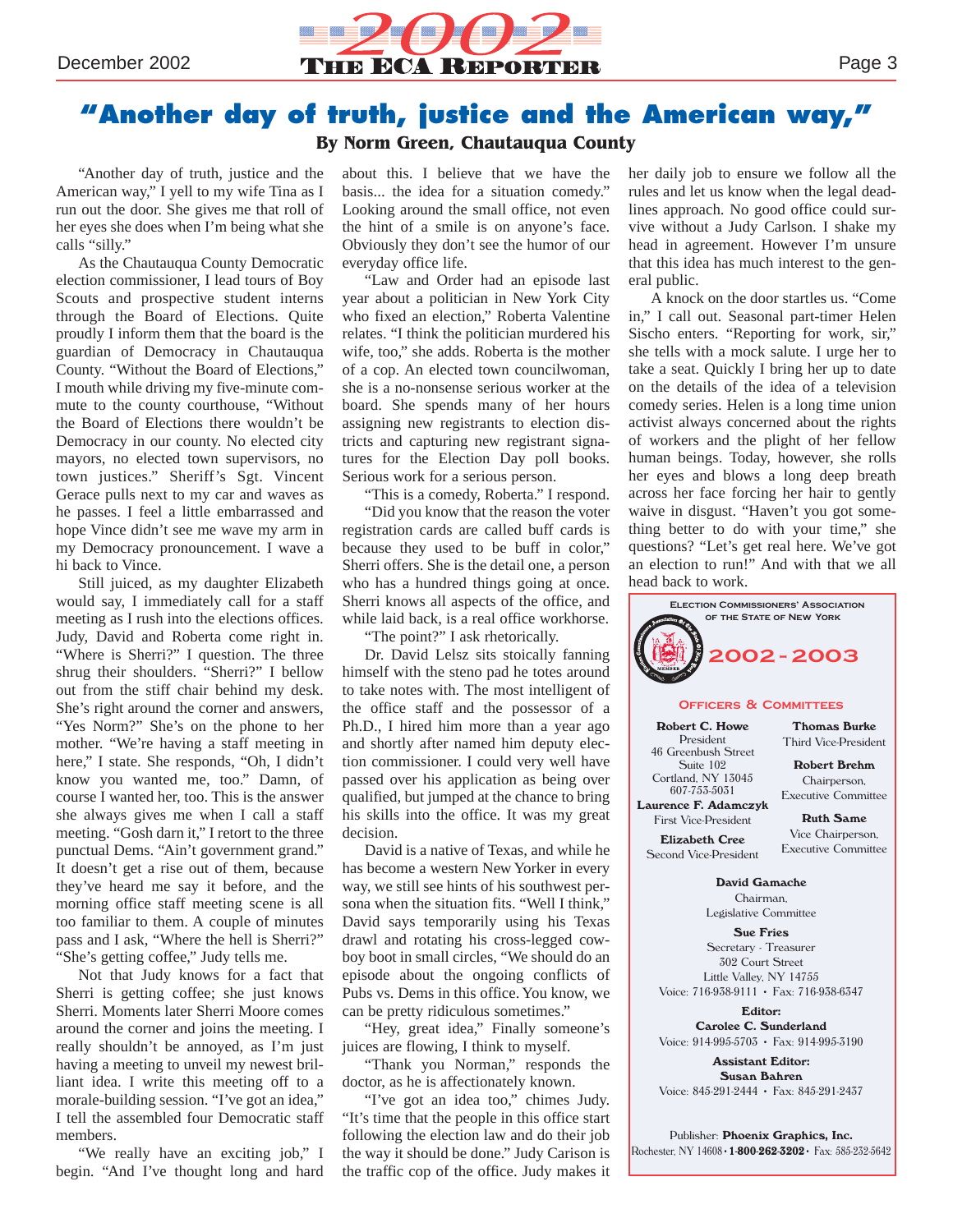# "Another day of truth, justice and the American way,"

**By Norm Green, Chautauqua County**

"Another day of truth, justice and the American way," I yell to my wife Tina as I run out the door. She gives me that roll of her eyes she does when I'm being what she calls "silly."

As the Chautauqua County Democratic election commissioner, I lead tours of Boy Scouts and prospective student interns through the Board of Elections. Quite proudly I inform them that the board is the guardian of Democracy in Chautauqua County. "Without the Board of Elections," I mouth while driving my five-minute commute to the county courthouse, "Without the Board of Elections there wouldn't be Democracy in our county. No elected city mayors, no elected town supervisors, no town justices." Sheriff's Sgt. Vincent Gerace pulls next to my car and waves as he passes. I feel a little embarrassed and hope Vince didn't see me wave my arm in my Democracy pronouncement. I wave a hi back to Vince.

Still juiced, as my daughter Elizabeth would say, I immediately call for a staff meeting as I rush into the elections offices. Judy, David and Roberta come right in. "Where is Sherri?" I question. The three shrug their shoulders. "Sherri?" I bellow out from the stiff chair behind my desk. She's right around the corner and answers, "Yes Norm?" She's on the phone to her mother. "We're having a staff meeting in here," I state. She responds, "Oh, I didn't know you wanted me, too." Damn, of course I wanted her, too. This is the answer she always gives me when I call a staff meeting. "Gosh darn it," I retort to the three punctual Dems. "Ain't government grand." It doesn't get a rise out of them, because they've heard me say it before, and the morning office staff meeting scene is all too familiar to them. A couple of minutes pass and I ask, "Where the hell is Sherri?" "She's getting coffee," Judy tells me.

Not that Judy knows for a fact that Sherri is getting coffee; she just knows Sherri. Moments later Sherri Moore comes around the corner and joins the meeting. I really shouldn't be annoyed, as I'm just having a meeting to unveil my newest brilliant idea. I write this meeting off to a morale-building session. "I've got an idea," I tell the assembled four Democratic staff members.

"We really have an exciting job," I begin. "And I've thought long and hard about this. I believe that we have the basis... the idea for a situation comedy." Looking around the small office, not even the hint of a smile is on anyone's face. Obviously they don't see the humor of our everyday office life.

"Law and Order had an episode last year about a politician in New York City who fixed an election," Roberta Valentine relates. "I think the politician murdered his wife, too," she adds. Roberta is the mother of a cop. An elected town councilwoman, she is a no-nonsense serious worker at the board. She spends many of her hours assigning new registrants to election districts and capturing new registrant signatures for the Election Day poll books. Serious work for a serious person.

"This is a comedy, Roberta." I respond.

"Did you know that the reason the voter registration cards are called buff cards is because they used to be buff in color," Sherri offers. She is the detail one, a person who has a hundred things going at once. Sherri knows all aspects of the office, and while laid back, is a real office workhorse.

"The point?" I ask rhetorically.

Dr. David Lelsz sits stoically fanning himself with the steno pad he totes around to take notes with. The most intelligent of the office staff and the possessor of a Ph.D., I hired him more than a year ago and shortly after named him deputy election commissioner. I could very well have passed over his application as being over qualified, but jumped at the chance to bring his skills into the office. It was my great decision.

David is a native of Texas, and while he has become a western New Yorker in every way, we still see hints of his southwest persona when the situation fits. "Well I think," David says temporarily using his Texas drawl and rotating his cross-legged cowboy boot in small circles, "We should do an episode about the ongoing conflicts of Pubs vs. Dems in this office. You know, we can be pretty ridiculous sometimes."

"Hey, great idea," Finally someone's juices are flowing, I think to myself.

"Thank you Norman," responds the doctor, as he is affectionately known.

"I've got an idea too," chimes Judy. "It's time that the people in this office start following the election law and do their job the way it should be done." Judy Carison is the traffic cop of the office. Judy makes it her daily job to ensure we follow all the rules and let us know when the legal deadlines approach. No good office could survive without a Judy Carlson. I shake my head in agreement. However I'm unsure that this idea has much interest to the general public.

A knock on the door startles us. "Come in," I call out. Seasonal part-timer Helen Sischo enters. "Reporting for work, sir," she tells with a mock salute. I urge her to take a seat. Quickly I bring her up to date on the details of the idea of a television comedy series. Helen is a long time union activist always concerned about the rights of workers and the plight of her fellow human beings. Today, however, she rolls her eyes and blows a long deep breath across her face forcing her hair to gently waive in disgust. "Haven't you got something better to do with your time," she questions? "Let's get real here. We've got an election to run!" And with that we all head back to work.

---

**Election Commissioners' Association of the State of New York**

**2002-2003**

**Officers & Committees**

**Robert C. Howe**
President
46 Greenbush Street
Suite 102
Cortland, NY 13045
607-753-5031

**Laurence F. Adamczyk**
First Vice-President

**Elizabeth Cree**
Second Vice-President

**Thomas Burke**
Third Vice-President

**Robert Brehm**
Chairperson,
Executive Committee

**Ruth Same**
Vice Chairperson,
Executive Committee

**David Gamache**
Chairman,
Legislative Committee

**Sue Fries**
Secretary - Treasurer
302 Court Street
Little Valley, NY 14755
Voice: 716-938-9111 • Fax: 716-938-6347

**Editor:**
**Carolee C. Sunderland**
Voice: 914-995-5703 • Fax: 914-995-3190

**Assistant Editor:**
**Susan Bahren**
Voice: 845-291-2444 • Fax: 845-291-2437

Publisher: **Phoenix Graphics, Inc.**
Rochester, NY 14608 • **1-800-262-3202** • Fax: 585-232-5642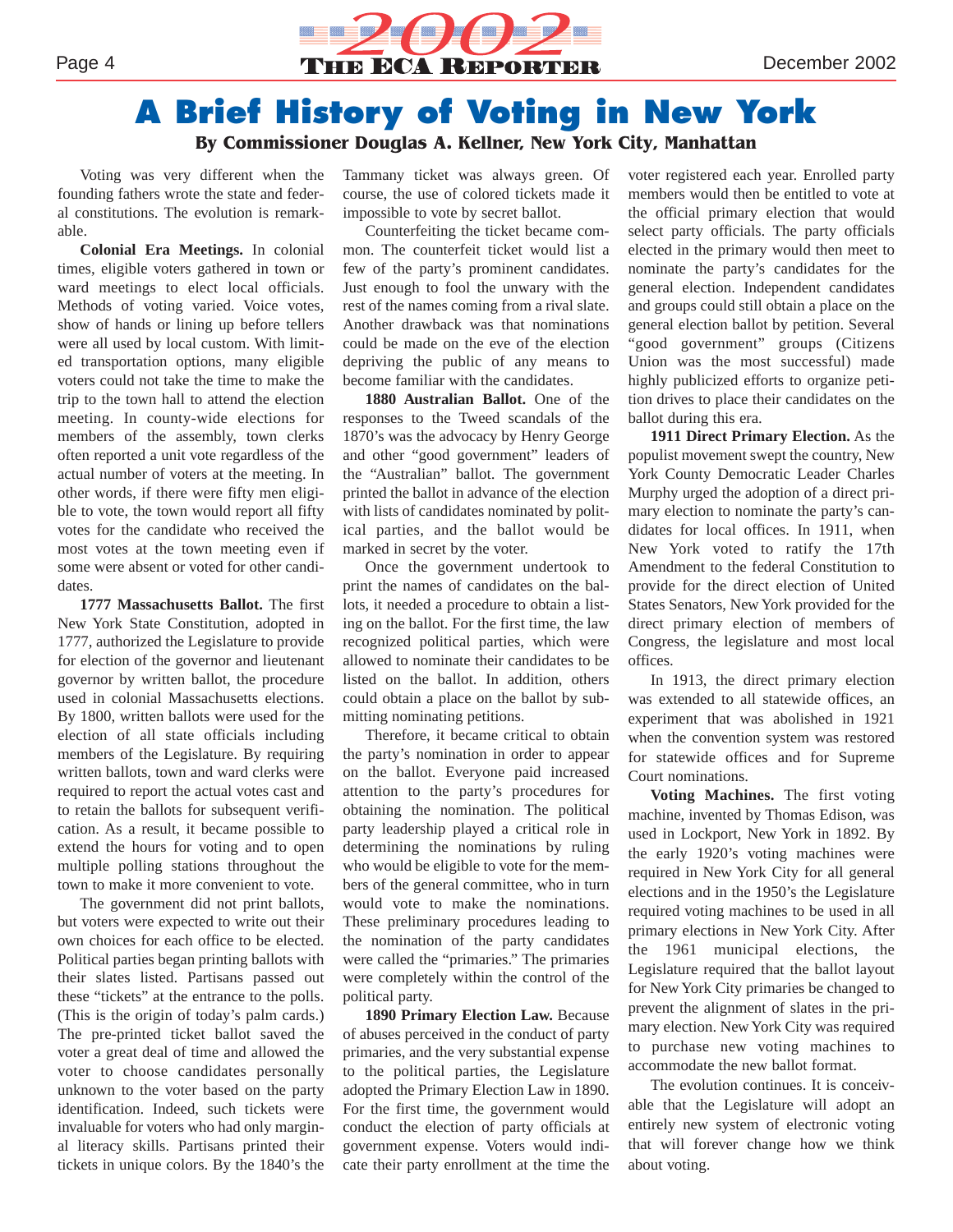# A Brief History of Voting in New York

**By Commissioner Douglas A. Kellner, New York City, Manhattan**

Voting was very different when the founding fathers wrote the state and federal constitutions. The evolution is remarkable.

**Colonial Era Meetings.** In colonial times, eligible voters gathered in town or ward meetings to elect local officials. Methods of voting varied. Voice votes, show of hands or lining up before tellers were all used by local custom. With limited transportation options, many eligible voters could not take the time to make the trip to the town hall to attend the election meeting. In county-wide elections for members of the assembly, town clerks often reported a unit vote regardless of the actual number of voters at the meeting. In other words, if there were fifty men eligible to vote, the town would report all fifty votes for the candidate who received the most votes at the town meeting even if some were absent or voted for other candidates.

**1777 Massachusetts Ballot.** The first New York State Constitution, adopted in 1777, authorized the Legislature to provide for election of the governor and lieutenant governor by written ballot, the procedure used in colonial Massachusetts elections. By 1800, written ballots were used for the election of all state officials including members of the Legislature. By requiring written ballots, town and ward clerks were required to report the actual votes cast and to retain the ballots for subsequent verification. As a result, it became possible to extend the hours for voting and to open multiple polling stations throughout the town to make it more convenient to vote.

The government did not print ballots, but voters were expected to write out their own choices for each office to be elected. Political parties began printing ballots with their slates listed. Partisans passed out these "tickets" at the entrance to the polls. (This is the origin of today's palm cards.) The pre-printed ticket ballot saved the voter a great deal of time and allowed the voter to choose candidates personally unknown to the voter based on the party identification. Indeed, such tickets were invaluable for voters who had only marginal literacy skills. Partisans printed their tickets in unique colors. By the 1840's the Tammany ticket was always green. Of course, the use of colored tickets made it impossible to vote by secret ballot.

Counterfeiting the ticket became common. The counterfeit ticket would list a few of the party's prominent candidates. Just enough to fool the unwary with the rest of the names coming from a rival slate. Another drawback was that nominations could be made on the eve of the election depriving the public of any means to become familiar with the candidates.

**1880 Australian Ballot.** One of the responses to the Tweed scandals of the 1870's was the advocacy by Henry George and other "good government" leaders of the "Australian" ballot. The government printed the ballot in advance of the election with lists of candidates nominated by political parties, and the ballot would be marked in secret by the voter.

Once the government undertook to print the names of candidates on the ballots, it needed a procedure to obtain a listing on the ballot. For the first time, the law recognized political parties, which were allowed to nominate their candidates to be listed on the ballot. In addition, others could obtain a place on the ballot by submitting nominating petitions.

Therefore, it became critical to obtain the party's nomination in order to appear on the ballot. Everyone paid increased attention to the party's procedures for obtaining the nomination. The political party leadership played a critical role in determining the nominations by ruling who would be eligible to vote for the members of the general committee, who in turn would vote to make the nominations. These preliminary procedures leading to the nomination of the party candidates were called the "primaries." The primaries were completely within the control of the political party.

**1890 Primary Election Law.** Because of abuses perceived in the conduct of party primaries, and the very substantial expense to the political parties, the Legislature adopted the Primary Election Law in 1890. For the first time, the government would conduct the election of party officials at government expense. Voters would indicate their party enrollment at the time the voter registered each year. Enrolled party members would then be entitled to vote at the official primary election that would select party officials. The party officials elected in the primary would then meet to nominate the party's candidates for the general election. Independent candidates and groups could still obtain a place on the general election ballot by petition. Several "good government" groups (Citizens Union was the most successful) made highly publicized efforts to organize petition drives to place their candidates on the ballot during this era.

**1911 Direct Primary Election.** As the populist movement swept the country, New York County Democratic Leader Charles Murphy urged the adoption of a direct primary election to nominate the party's candidates for local offices. In 1911, when New York voted to ratify the 17th Amendment to the federal Constitution to provide for the direct election of United States Senators, New York provided for the direct primary election of members of Congress, the legislature and most local offices.

In 1913, the direct primary election was extended to all statewide offices, an experiment that was abolished in 1921 when the convention system was restored for statewide offices and for Supreme Court nominations.

**Voting Machines.** The first voting machine, invented by Thomas Edison, was used in Lockport, New York in 1892. By the early 1920's voting machines were required in New York City for all general elections and in the 1950's the Legislature required voting machines to be used in all primary elections in New York City. After the 1961 municipal elections, the Legislature required that the ballot layout for New York City primaries be changed to prevent the alignment of slates in the primary election. New York City was required to purchase new voting machines to accommodate the new ballot format.

The evolution continues. It is conceivable that the Legislature will adopt an entirely new system of electronic voting that will forever change how we think about voting.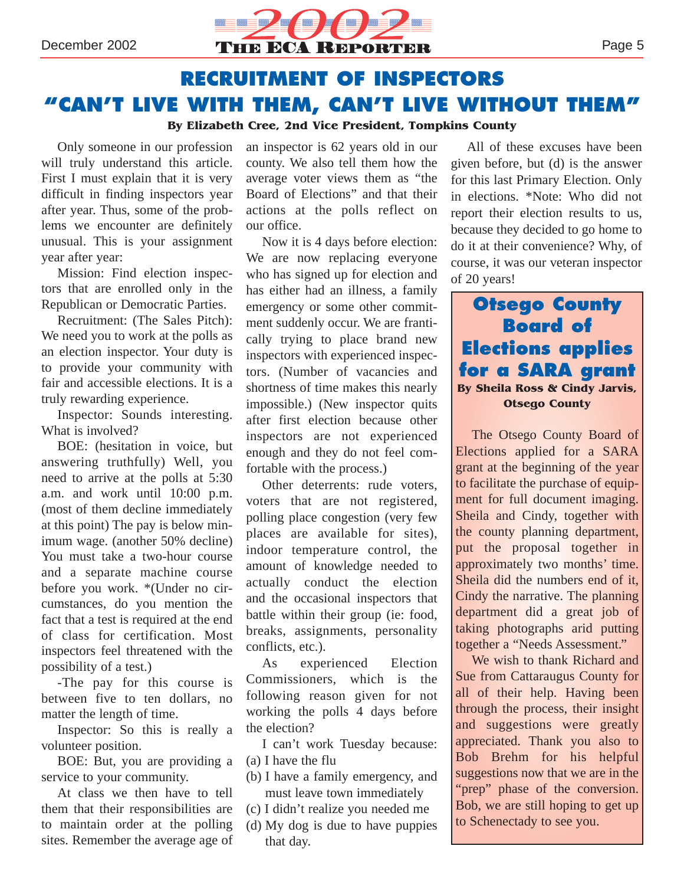# RECRUITMENT OF INSPECTORS "CAN'T LIVE WITH THEM, CAN'T LIVE WITHOUT THEM"

**By Elizabeth Cree, 2nd Vice President, Tompkins County**

Only someone in our profession will truly understand this article. First I must explain that it is very difficult in finding inspectors year after year. Thus, some of the problems we encounter are definitely unusual. This is your assignment year after year:

Mission: Find election inspectors that are enrolled only in the Republican or Democratic Parties.

Recruitment: (The Sales Pitch): We need you to work at the polls as an election inspector. Your duty is to provide your community with fair and accessible elections. It is a truly rewarding experience.

Inspector: Sounds interesting. What is involved?

BOE: (hesitation in voice, but answering truthfully) Well, you need to arrive at the polls at 5:30 a.m. and work until 10:00 p.m. (most of them decline immediately at this point) The pay is below minimum wage. (another 50% decline) You must take a two-hour course and a separate machine course before you work. *(Under no circumstances, do you mention the fact that a test is required at the end of class for certification. Most inspectors feel threatened with the possibility of a test.)

-The pay for this course is between five to ten dollars, no matter the length of time.

Inspector: So this is really a volunteer position.

BOE: But, you are providing a service to your community.

At class we then have to tell them that their responsibilities are to maintain order at the polling sites. Remember the average age of an inspector is 62 years old in our county. We also tell them how the average voter views them as "the Board of Elections" and that their actions at the polls reflect on our office.

Now it is 4 days before election: We are now replacing everyone who has signed up for election and has either had an illness, a family emergency or some other commitment suddenly occur. We are frantically trying to place brand new inspectors with experienced inspectors. (Number of vacancies and shortness of time makes this nearly impossible.) (New inspector quits after first election because other inspectors are not experienced enough and they do not feel comfortable with the process.)

Other deterrents: rude voters, voters that are not registered, polling place congestion (very few places are available for sites), indoor temperature control, the amount of knowledge needed to actually conduct the election and the occasional inspectors that battle within their group (ie: food, breaks, assignments, personality conflicts, etc.).

As experienced Election Commissioners, which is the following reason given for not working the polls 4 days before the election?

I can't work Tuesday because:

(a) I have the flu
(b) I have a family emergency, and must leave town immediately
(c) I didn't realize you needed me
(d) My dog is due to have puppies that day.

All of these excuses have been given before, but (d) is the answer for this last Primary Election. Only in elections. *Note: Who did not report their election results to us, because they decided to go home to do it at their convenience? Why, of course, it was our veteran inspector of 20 years!

## Otsego County Board of Elections applies for a SARA grant

**By Sheila Ross & Cindy Jarvis, Otsego County**

The Otsego County Board of Elections applied for a SARA grant at the beginning of the year to facilitate the purchase of equipment for full document imaging. Sheila and Cindy, together with the county planning department, put the proposal together in approximately two months' time. Sheila did the numbers end of it, Cindy the narrative. The planning department did a great job of taking photographs arid putting together a "Needs Assessment."

We wish to thank Richard and Sue from Cattaraugus County for all of their help. Having been through the process, their insight and suggestions were greatly appreciated. Thank you also to Bob Brehm for his helpful suggestions now that we are in the "prep" phase of the conversion. Bob, we are still hoping to get up to Schenectady to see you.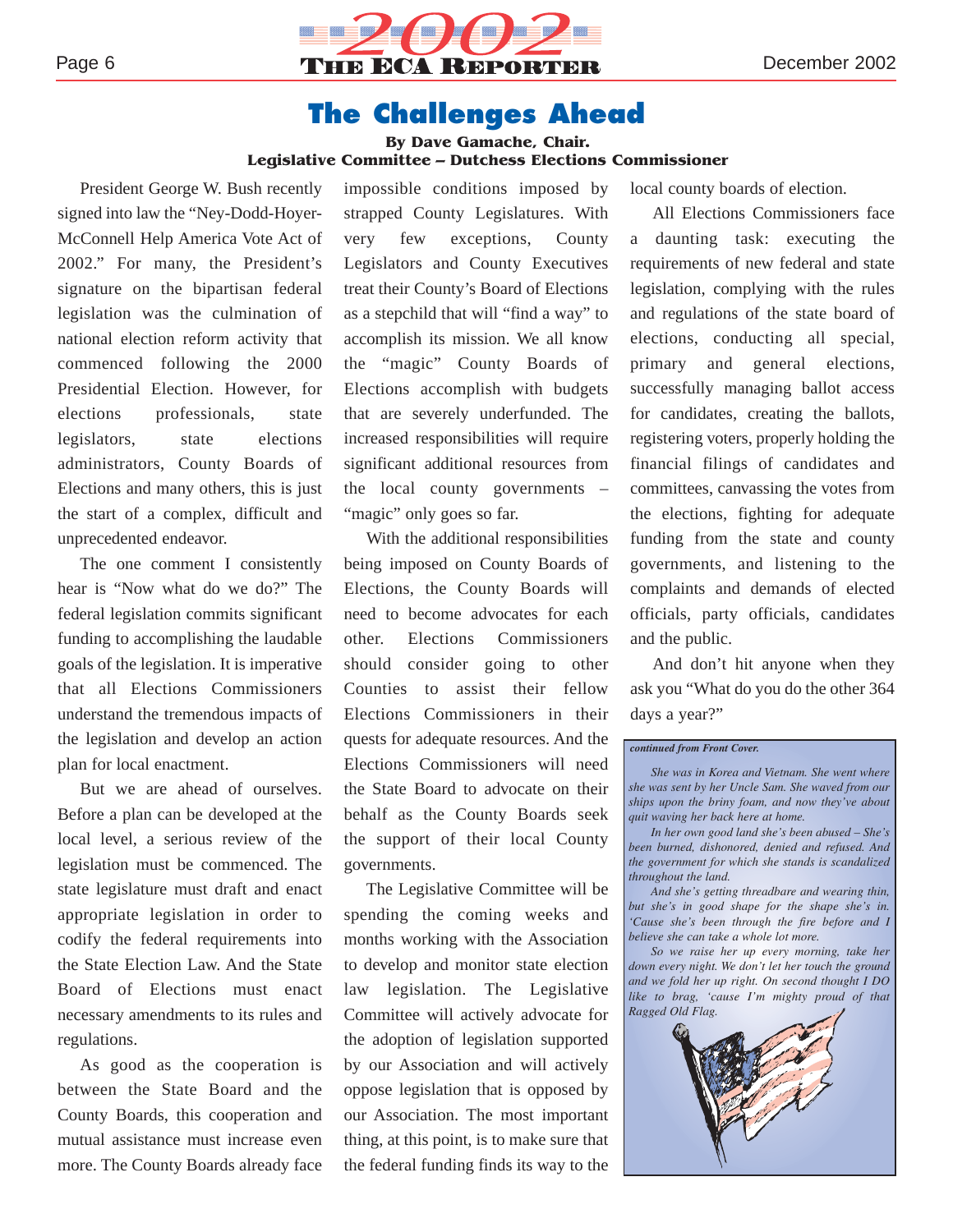# The Challenges Ahead

**By Dave Gamache, Chair.**
**Legislative Committee – Dutchess Elections Commissioner**

President George W. Bush recently signed into law the "Ney-Dodd-Hoyer-McConnell Help America Vote Act of 2002." For many, the President's signature on the bipartisan federal legislation was the culmination of national election reform activity that commenced following the 2000 Presidential Election. However, for elections professionals, state legislators, state elections administrators, County Boards of Elections and many others, this is just the start of a complex, difficult and unprecedented endeavor.

The one comment I consistently hear is "Now what do we do?" The federal legislation commits significant funding to accomplishing the laudable goals of the legislation. It is imperative that all Elections Commissioners understand the tremendous impacts of the legislation and develop an action plan for local enactment.

But we are ahead of ourselves. Before a plan can be developed at the local level, a serious review of the legislation must be commenced. The state legislature must draft and enact appropriate legislation in order to codify the federal requirements into the State Election Law. And the State Board of Elections must enact necessary amendments to its rules and regulations.

As good as the cooperation is between the State Board and the County Boards, this cooperation and mutual assistance must increase even more. The County Boards already face impossible conditions imposed by strapped County Legislatures. With very few exceptions, County Legislators and County Executives treat their County's Board of Elections as a stepchild that will "find a way" to accomplish its mission. We all know the "magic" County Boards of Elections accomplish with budgets that are severely underfunded. The increased responsibilities will require significant additional resources from the local county governments – "magic" only goes so far.

With the additional responsibilities being imposed on County Boards of Elections, the County Boards will need to become advocates for each other. Elections Commissioners should consider going to other Counties to assist their fellow Elections Commissioners in their quests for adequate resources. And the Elections Commissioners will need the State Board to advocate on their behalf as the County Boards seek the support of their local County governments.

The Legislative Committee will be spending the coming weeks and months working with the Association to develop and monitor state election law legislation. The Legislative Committee will actively advocate for the adoption of legislation supported by our Association and will actively oppose legislation that is opposed by our Association. The most important thing, at this point, is to make sure that the federal funding finds its way to the local county boards of election.

All Elections Commissioners face a daunting task: executing the requirements of new federal and state legislation, complying with the rules and regulations of the state board of elections, conducting all special, primary and general elections, successfully managing ballot access for candidates, creating the ballots, registering voters, properly holding the financial filings of candidates and committees, canvassing the votes from the elections, fighting for adequate funding from the state and county governments, and listening to the complaints and demands of elected officials, party officials, candidates and the public.

And don't hit anyone when they ask you "What do you do the other 364 days a year?"

***continued from Front Cover.***

*She was in Korea and Vietnam. She went where she was sent by her Uncle Sam. She waved from our ships upon the briny foam, and now they've about quit waving her back here at home.*

*In her own good land she's been abused – She's been burned, dishonored, denied and refused. And the government for which she stands is scandalized throughout the land.*

*And she's getting threadbare and wearing thin, but she's in good shape for the shape she's in. 'Cause she's been through the fire before and I believe she can take a whole lot more.*

*So we raise her up every morning, take her down every night. We don't let her touch the ground and we fold her up right. On second thought I DO like to brag, 'cause I'm mighty proud of that Ragged Old Flag.*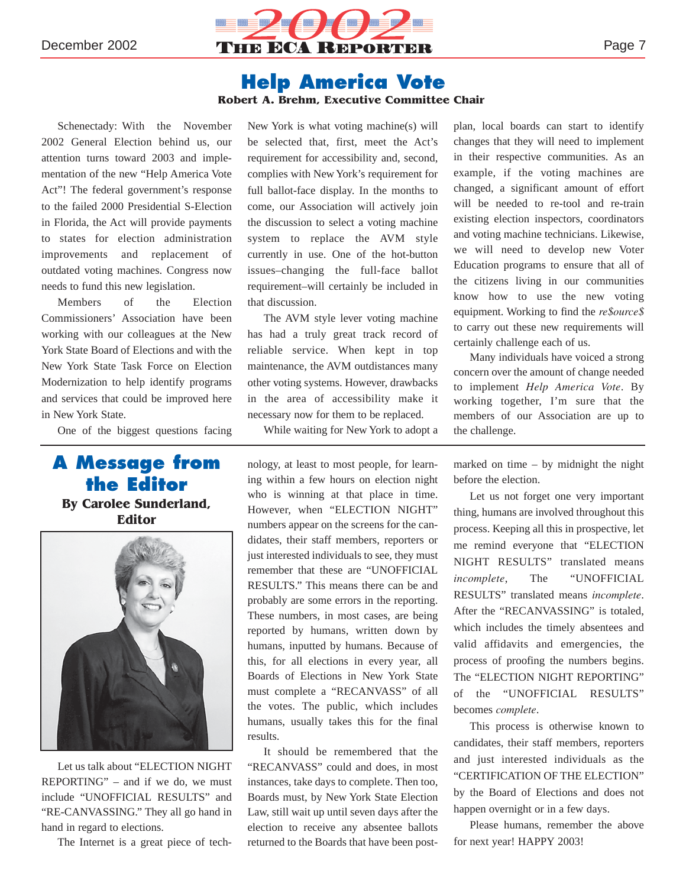# Help America Vote

**Robert A. Brehm, Executive Committee Chair**

Schenectady: With the November 2002 General Election behind us, our attention turns toward 2003 and implementation of the new "Help America Vote Act"! The federal government's response to the failed 2000 Presidential S-Election in Florida, the Act will provide payments to states for election administration improvements and replacement of outdated voting machines. Congress now needs to fund this new legislation.

Members of the Election Commissioners' Association have been working with our colleagues at the New York State Board of Elections and with the New York State Task Force on Election Modernization to help identify programs and services that could be improved here in New York State.

One of the biggest questions facing New York is what voting machine(s) will be selected that, first, meet the Act's requirement for accessibility and, second, complies with New York's requirement for full ballot-face display. In the months to come, our Association will actively join the discussion to select a voting machine system to replace the AVM style currently in use. One of the hot-button issues–changing the full-face ballot requirement–will certainly be included in that discussion.

The AVM style lever voting machine has had a truly great track record of reliable service. When kept in top maintenance, the AVM outdistances many other voting systems. However, drawbacks in the area of accessibility make it necessary now for them to be replaced.

While waiting for New York to adopt a plan, local boards can start to identify changes that they will need to implement in their respective communities. As an example, if the voting machines are changed, a significant amount of effort will be needed to re-tool and re-train existing election inspectors, coordinators and voting machine technicians. Likewise, we will need to develop new Voter Education programs to ensure that all of the citizens living in our communities know how to use the new voting equipment. Working to find the *re$ource$* to carry out these new requirements will certainly challenge each of us.

Many individuals have voiced a strong concern over the amount of change needed to implement *Help America Vote*. By working together, I'm sure that the members of our Association are up to the challenge.

# A Message from the Editor

**By Carolee Sunderland, Editor**

Let us talk about "ELECTION NIGHT REPORTING" – and if we do, we must include "UNOFFICIAL RESULTS" and "RE-CANVASSING." They all go hand in hand in regard to elections.

The Internet is a great piece of technology, at least to most people, for learning within a few hours on election night who is winning at that place in time. However, when "ELECTION NIGHT" numbers appear on the screens for the candidates, their staff members, reporters or just interested individuals to see, they must remember that these are "UNOFFICIAL RESULTS." This means there can be and probably are some errors in the reporting. These numbers, in most cases, are being reported by humans, written down by humans, inputted by humans. Because of this, for all elections in every year, all Boards of Elections in New York State must complete a "RECANVASS" of all the votes. The public, which includes humans, usually takes this for the final results.

It should be remembered that the "RECANVASS" could and does, in most instances, take days to complete. Then too, Boards must, by New York State Election Law, still wait up until seven days after the election to receive any absentee ballots returned to the Boards that have been post-marked on time – by midnight the night before the election.

Let us not forget one very important thing, humans are involved throughout this process. Keeping all this in prospective, let me remind everyone that "ELECTION NIGHT RESULTS" translated means *incomplete*, The "UNOFFICIAL RESULTS" translated means *incomplete*. After the "RECANVASSING" is totaled, which includes the timely absentees and valid affidavits and emergencies, the process of proofing the numbers begins. The "ELECTION NIGHT REPORTING" of the "UNOFFICIAL RESULTS" becomes *complete*.

This process is otherwise known to candidates, their staff members, reporters and just interested individuals as the "CERTIFICATION OF THE ELECTION" by the Board of Elections and does not happen overnight or in a few days.

Please humans, remember the above for next year! HAPPY 2003!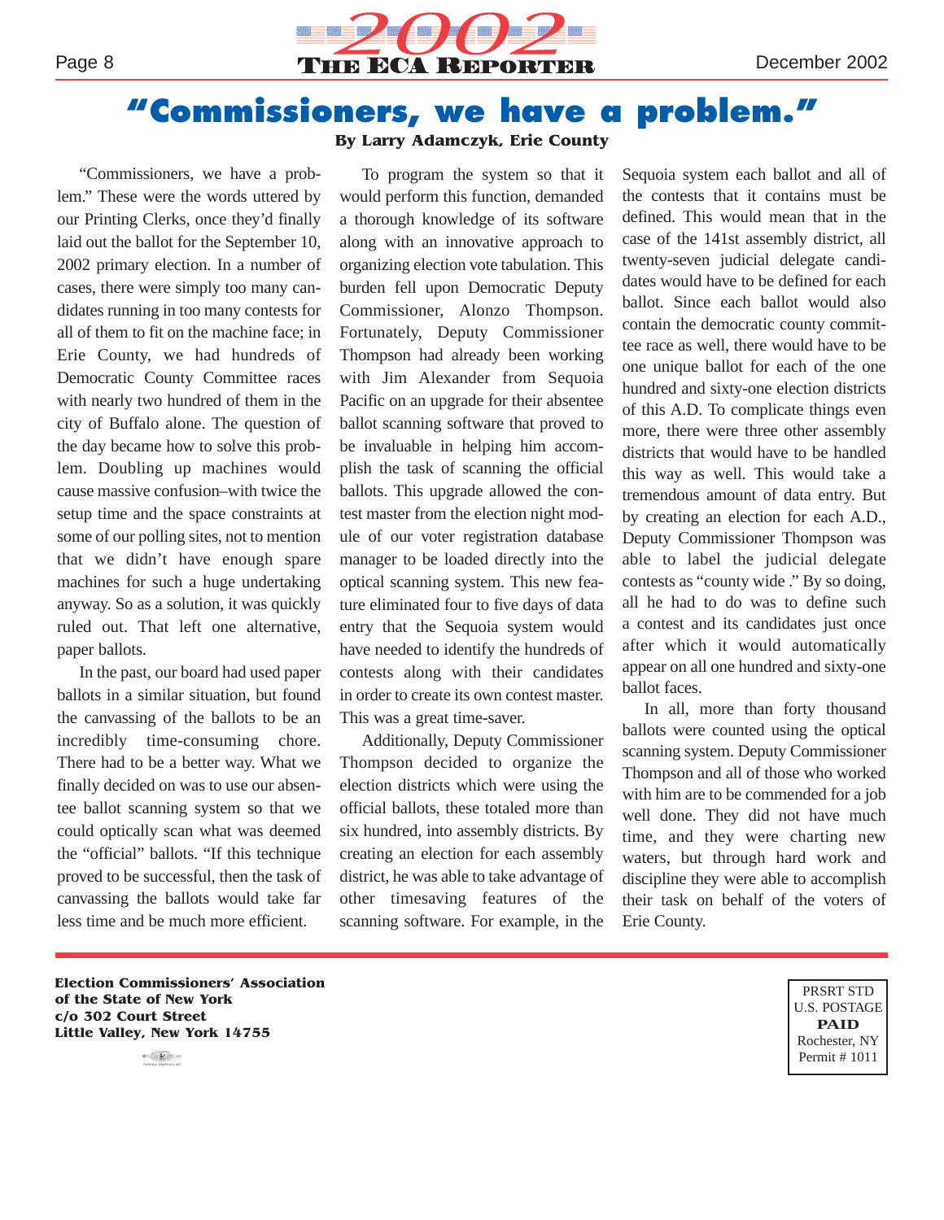# "Commissioners, we have a problem."

**By Larry Adamczyk, Erie County**

"Commissioners, we have a problem." These were the words uttered by our Printing Clerks, once they'd finally laid out the ballot for the September 10, 2002 primary election. In a number of cases, there were simply too many candidates running in too many contests for all of them to fit on the machine face; in Erie County, we had hundreds of Democratic County Committee races with nearly two hundred of them in the city of Buffalo alone. The question of the day became how to solve this problem. Doubling up machines would cause massive confusion–with twice the setup time and the space constraints at some of our polling sites, not to mention that we didn't have enough spare machines for such a huge undertaking anyway. So as a solution, it was quickly ruled out. That left one alternative, paper ballots.

In the past, our board had used paper ballots in a similar situation, but found the canvassing of the ballots to be an incredibly time-consuming chore. There had to be a better way. What we finally decided on was to use our absentee ballot scanning system so that we could optically scan what was deemed the "official" ballots. "If this technique proved to be successful, then the task of canvassing the ballots would take far less time and be much more efficient.

To program the system so that it would perform this function, demanded a thorough knowledge of its software along with an innovative approach to organizing election vote tabulation. This burden fell upon Democratic Deputy Commissioner, Alonzo Thompson. Fortunately, Deputy Commissioner Thompson had already been working with Jim Alexander from Sequoia Pacific on an upgrade for their absentee ballot scanning software that proved to be invaluable in helping him accomplish the task of scanning the official ballots. This upgrade allowed the contest master from the election night module of our voter registration database manager to be loaded directly into the optical scanning system. This new feature eliminated four to five days of data entry that the Sequoia system would have needed to identify the hundreds of contests along with their candidates in order to create its own contest master. This was a great time-saver.

Additionally, Deputy Commissioner Thompson decided to organize the election districts which were using the official ballots, these totaled more than six hundred, into assembly districts. By creating an election for each assembly district, he was able to take advantage of other timesaving features of the scanning software. For example, in the Sequoia system each ballot and all of the contests that it contains must be defined. This would mean that in the case of the 141st assembly district, all twenty-seven judicial delegate candidates would have to be defined for each ballot. Since each ballot would also contain the democratic county committee race as well, there would have to be one unique ballot for each of the one hundred and sixty-one election districts of this A.D. To complicate things even more, there were three other assembly districts that would have to be handled this way as well. This would take a tremendous amount of data entry. But by creating an election for each A.D., Deputy Commissioner Thompson was able to label the judicial delegate contests as "county wide ." By so doing, all he had to do was to define such a contest and its candidates just once after which it would automatically appear on all one hundred and sixty-one ballot faces.

In all, more than forty thousand ballots were counted using the optical scanning system. Deputy Commissioner Thompson and all of those who worked with him are to be commended for a job well done. They did not have much time, and they were charting new waters, but through hard work and discipline they were able to accomplish their task on behalf of the voters of Erie County.

---

**Election Commissioners' Association of the State of New York**
**c/o 302 Court Street**
**Little Valley, New York 14755**

PRSRT STD
U.S. POSTAGE
**PAID**
Rochester, NY
Permit # 1011